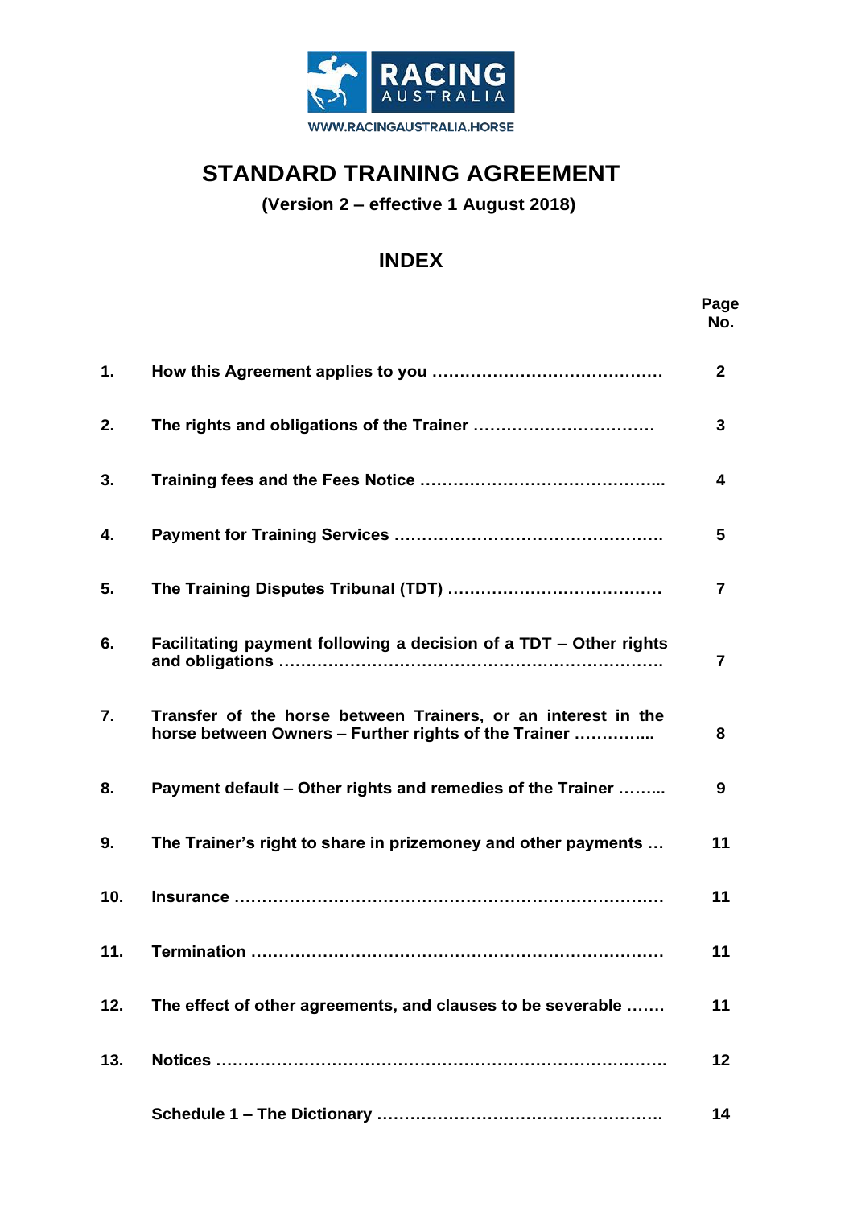RACING AUSTRALIA

WWW.RACINGAUSTRALIA.HORSE

# STANDARD TRAINING AGREEMENT

**(Version 2 – effective 1 August 2018)**

## INDEX

| | | Page No. |
|---|---|---|
| **1.** | **How this Agreement applies to you ……………………………………** | **2** |
| **2.** | **The rights and obligations of the Trainer ……………………………** | **3** |
| **3.** | **Training fees and the Fees Notice ……………………………………...** | **4** |
| **4.** | **Payment for Training Services ………………………………………….** | **5** |
| **5.** | **The Training Disputes Tribunal (TDT) …………………………………** | **7** |
| **6.** | **Facilitating payment following a decision of a TDT – Other rights and obligations ……………………………………………………………** | **7** |
| **7.** | **Transfer of the horse between Trainers, or an interest in the horse between Owners – Further rights of the Trainer …………..** | **8** |
| **8.** | **Payment default – Other rights and remedies of the Trainer ……...** | **9** |
| **9.** | **The Trainer's right to share in prizemoney and other payments …** | **11** |
| **10.** | **Insurance ……………………………………………………………………** | **11** |
| **11.** | **Termination …………………………………………………………………** | **11** |
| **12.** | **The effect of other agreements, and clauses to be severable …….** | **11** |
| **13.** | **Notices ………………………………………………………………………..** | **12** |
| | **Schedule 1 – The Dictionary …………………………………………….** | **14** |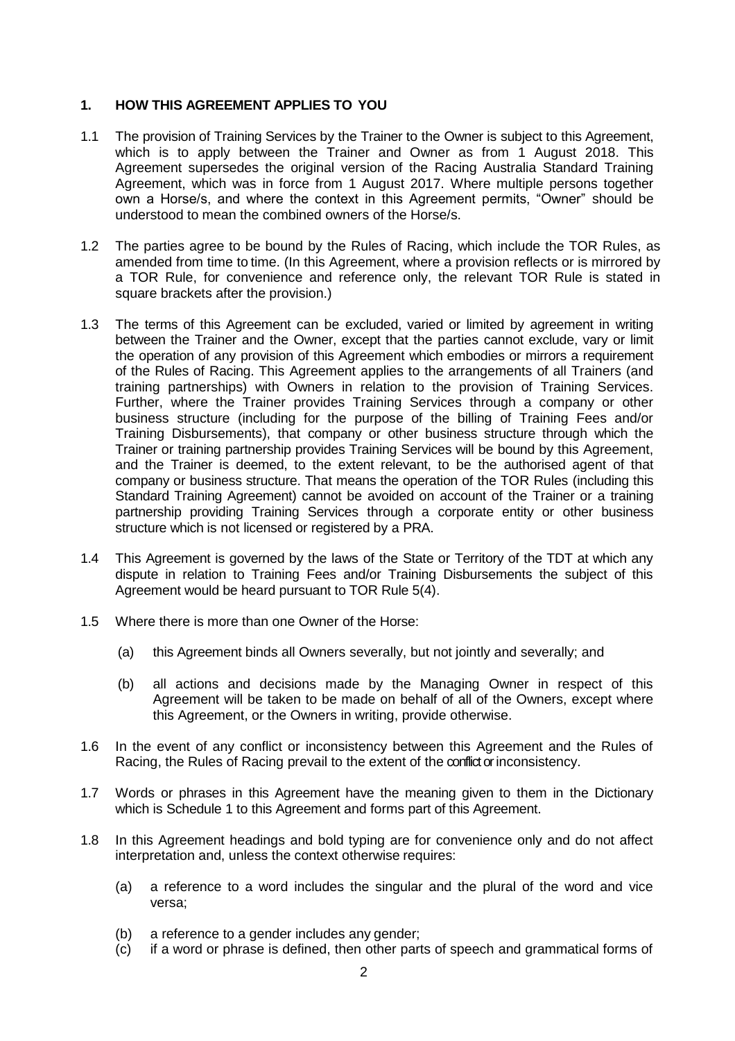## 1. HOW THIS AGREEMENT APPLIES TO YOU

1.1 The provision of Training Services by the Trainer to the Owner is subject to this Agreement, which is to apply between the Trainer and Owner as from 1 August 2018. This Agreement supersedes the original version of the Racing Australia Standard Training Agreement, which was in force from 1 August 2017. Where multiple persons together own a Horse/s, and where the context in this Agreement permits, "Owner" should be understood to mean the combined owners of the Horse/s.

1.2 The parties agree to be bound by the Rules of Racing, which include the TOR Rules, as amended from time to time. (In this Agreement, where a provision reflects or is mirrored by a TOR Rule, for convenience and reference only, the relevant TOR Rule is stated in square brackets after the provision.)

1.3 The terms of this Agreement can be excluded, varied or limited by agreement in writing between the Trainer and the Owner, except that the parties cannot exclude, vary or limit the operation of any provision of this Agreement which embodies or mirrors a requirement of the Rules of Racing. This Agreement applies to the arrangements of all Trainers (and training partnerships) with Owners in relation to the provision of Training Services. Further, where the Trainer provides Training Services through a company or other business structure (including for the purpose of the billing of Training Fees and/or Training Disbursements), that company or other business structure through which the Trainer or training partnership provides Training Services will be bound by this Agreement, and the Trainer is deemed, to the extent relevant, to be the authorised agent of that company or business structure. That means the operation of the TOR Rules (including this Standard Training Agreement) cannot be avoided on account of the Trainer or a training partnership providing Training Services through a corporate entity or other business structure which is not licensed or registered by a PRA.

1.4 This Agreement is governed by the laws of the State or Territory of the TDT at which any dispute in relation to Training Fees and/or Training Disbursements the subject of this Agreement would be heard pursuant to TOR Rule 5(4).

1.5 Where there is more than one Owner of the Horse:

(a) this Agreement binds all Owners severally, but not jointly and severally; and

(b) all actions and decisions made by the Managing Owner in respect of this Agreement will be taken to be made on behalf of all of the Owners, except where this Agreement, or the Owners in writing, provide otherwise.

1.6 In the event of any conflict or inconsistency between this Agreement and the Rules of Racing, the Rules of Racing prevail to the extent of the conflict or inconsistency.

1.7 Words or phrases in this Agreement have the meaning given to them in the Dictionary which is Schedule 1 to this Agreement and forms part of this Agreement.

1.8 In this Agreement headings and bold typing are for convenience only and do not affect interpretation and, unless the context otherwise requires:

(a) a reference to a word includes the singular and the plural of the word and vice versa;

(b) a reference to a gender includes any gender;

(c) if a word or phrase is defined, then other parts of speech and grammatical forms of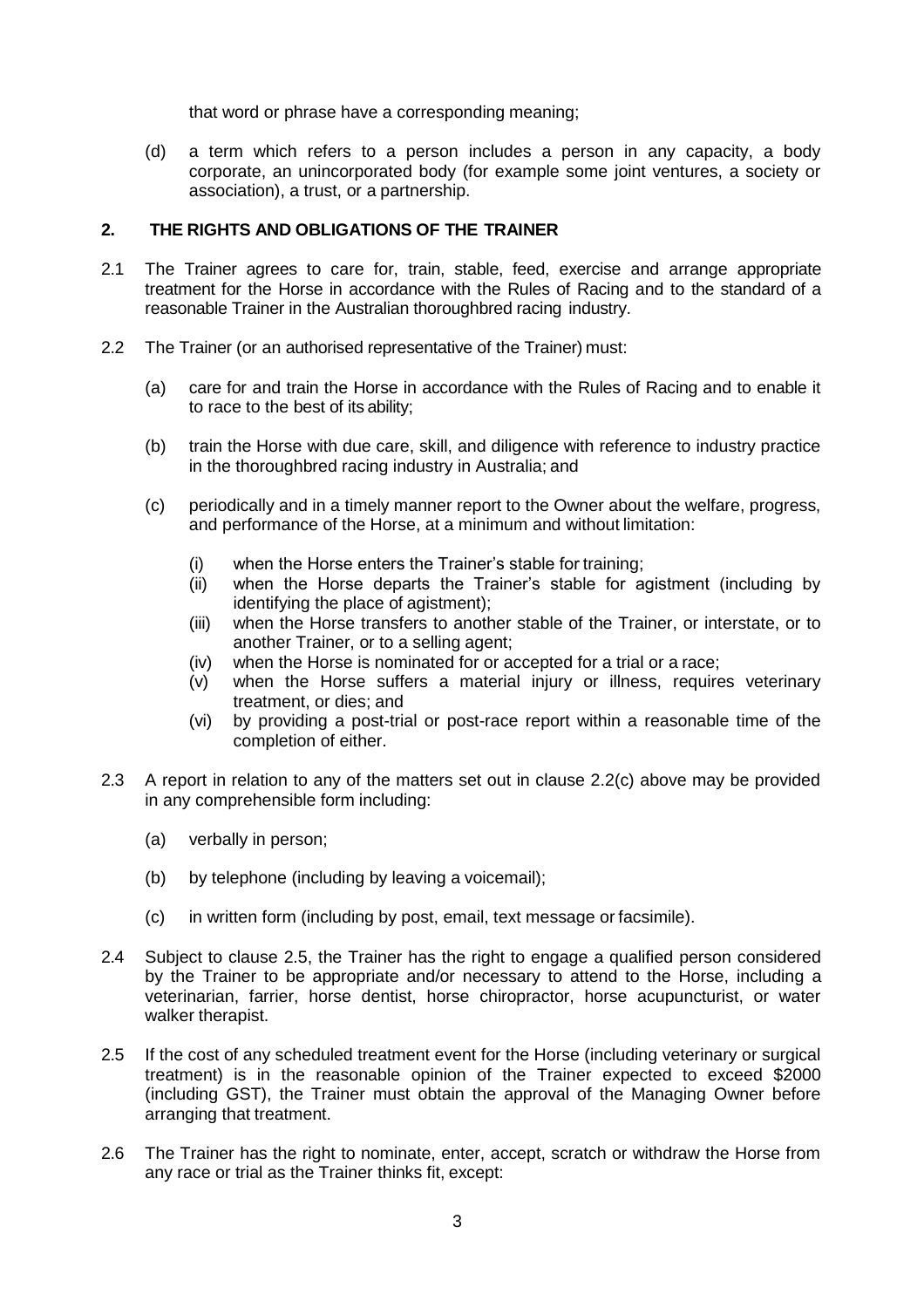that word or phrase have a corresponding meaning;

(d) a term which refers to a person includes a person in any capacity, a body corporate, an unincorporated body (for example some joint ventures, a society or association), a trust, or a partnership.

## 2. THE RIGHTS AND OBLIGATIONS OF THE TRAINER

2.1 The Trainer agrees to care for, train, stable, feed, exercise and arrange appropriate treatment for the Horse in accordance with the Rules of Racing and to the standard of a reasonable Trainer in the Australian thoroughbred racing industry.

2.2 The Trainer (or an authorised representative of the Trainer) must:

(a) care for and train the Horse in accordance with the Rules of Racing and to enable it to race to the best of its ability;

(b) train the Horse with due care, skill, and diligence with reference to industry practice in the thoroughbred racing industry in Australia; and

(c) periodically and in a timely manner report to the Owner about the welfare, progress, and performance of the Horse, at a minimum and without limitation:

(i) when the Horse enters the Trainer's stable for training;
(ii) when the Horse departs the Trainer's stable for agistment (including by identifying the place of agistment);
(iii) when the Horse transfers to another stable of the Trainer, or interstate, or to another Trainer, or to a selling agent;
(iv) when the Horse is nominated for or accepted for a trial or a race;
(v) when the Horse suffers a material injury or illness, requires veterinary treatment, or dies; and
(vi) by providing a post-trial or post-race report within a reasonable time of the completion of either.

2.3 A report in relation to any of the matters set out in clause 2.2(c) above may be provided in any comprehensible form including:

(a) verbally in person;

(b) by telephone (including by leaving a voicemail);

(c) in written form (including by post, email, text message or facsimile).

2.4 Subject to clause 2.5, the Trainer has the right to engage a qualified person considered by the Trainer to be appropriate and/or necessary to attend to the Horse, including a veterinarian, farrier, horse dentist, horse chiropractor, horse acupuncturist, or water walker therapist.

2.5 If the cost of any scheduled treatment event for the Horse (including veterinary or surgical treatment) is in the reasonable opinion of the Trainer expected to exceed $2000 (including GST), the Trainer must obtain the approval of the Managing Owner before arranging that treatment.

2.6 The Trainer has the right to nominate, enter, accept, scratch or withdraw the Horse from any race or trial as the Trainer thinks fit, except: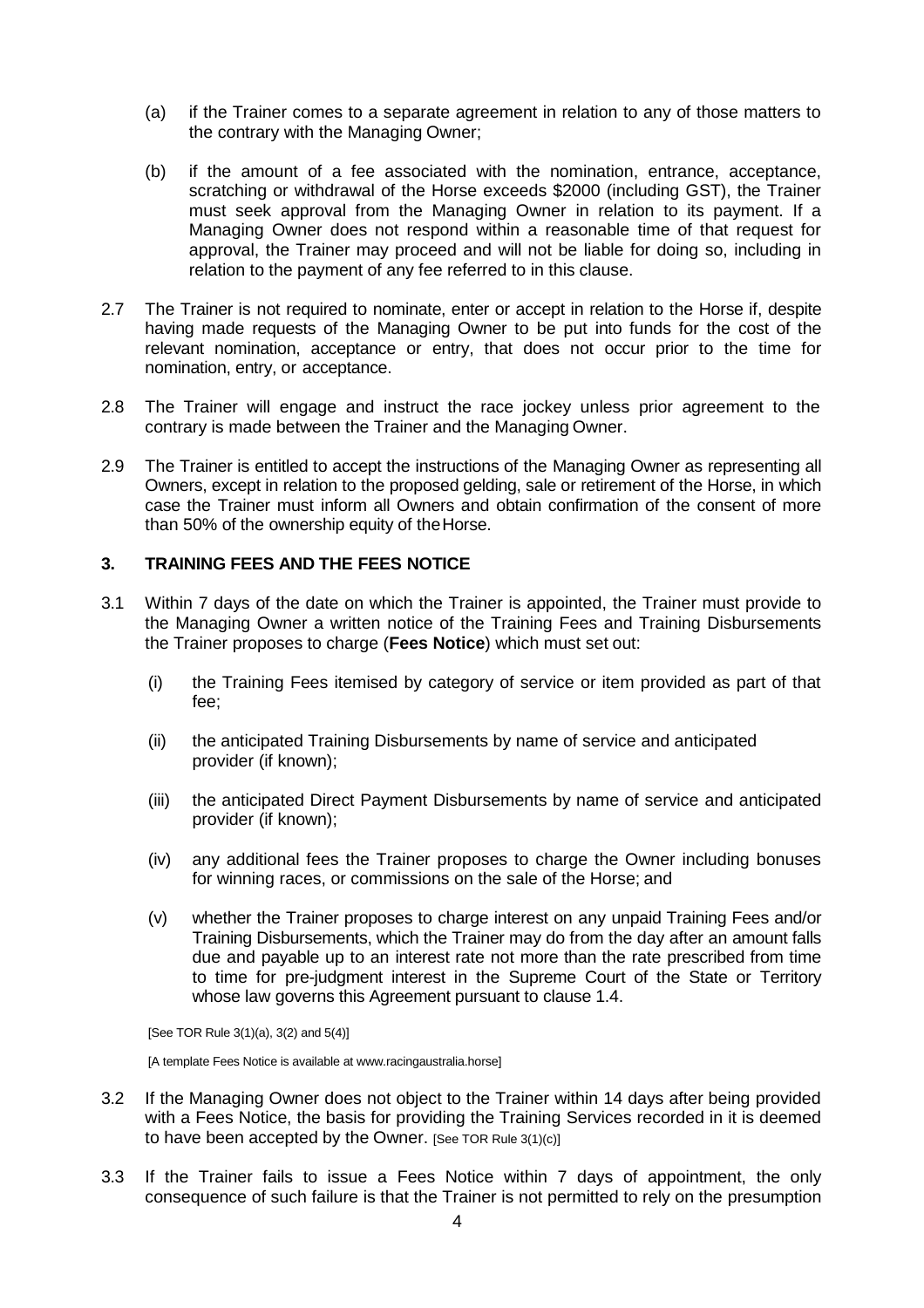(a) if the Trainer comes to a separate agreement in relation to any of those matters to the contrary with the Managing Owner;

(b) if the amount of a fee associated with the nomination, entrance, acceptance, scratching or withdrawal of the Horse exceeds $2000 (including GST), the Trainer must seek approval from the Managing Owner in relation to its payment. If a Managing Owner does not respond within a reasonable time of that request for approval, the Trainer may proceed and will not be liable for doing so, including in relation to the payment of any fee referred to in this clause.

2.7 The Trainer is not required to nominate, enter or accept in relation to the Horse if, despite having made requests of the Managing Owner to be put into funds for the cost of the relevant nomination, acceptance or entry, that does not occur prior to the time for nomination, entry, or acceptance.

2.8 The Trainer will engage and instruct the race jockey unless prior agreement to the contrary is made between the Trainer and the Managing Owner.

2.9 The Trainer is entitled to accept the instructions of the Managing Owner as representing all Owners, except in relation to the proposed gelding, sale or retirement of the Horse, in which case the Trainer must inform all Owners and obtain confirmation of the consent of more than 50% of the ownership equity of the Horse.

## 3. TRAINING FEES AND THE FEES NOTICE

3.1 Within 7 days of the date on which the Trainer is appointed, the Trainer must provide to the Managing Owner a written notice of the Training Fees and Training Disbursements the Trainer proposes to charge (**Fees Notice**) which must set out:

(i) the Training Fees itemised by category of service or item provided as part of that fee;

(ii) the anticipated Training Disbursements by name of service and anticipated provider (if known);

(iii) the anticipated Direct Payment Disbursements by name of service and anticipated provider (if known);

(iv) any additional fees the Trainer proposes to charge the Owner including bonuses for winning races, or commissions on the sale of the Horse; and

(v) whether the Trainer proposes to charge interest on any unpaid Training Fees and/or Training Disbursements, which the Trainer may do from the day after an amount falls due and payable up to an interest rate not more than the rate prescribed from time to time for pre-judgment interest in the Supreme Court of the State or Territory whose law governs this Agreement pursuant to clause 1.4.

[See TOR Rule 3(1)(a), 3(2) and 5(4)]

[A template Fees Notice is available at www.racingaustralia.horse]

3.2 If the Managing Owner does not object to the Trainer within 14 days after being provided with a Fees Notice, the basis for providing the Training Services recorded in it is deemed to have been accepted by the Owner. [See TOR Rule 3(1)(c)]

3.3 If the Trainer fails to issue a Fees Notice within 7 days of appointment, the only consequence of such failure is that the Trainer is not permitted to rely on the presumption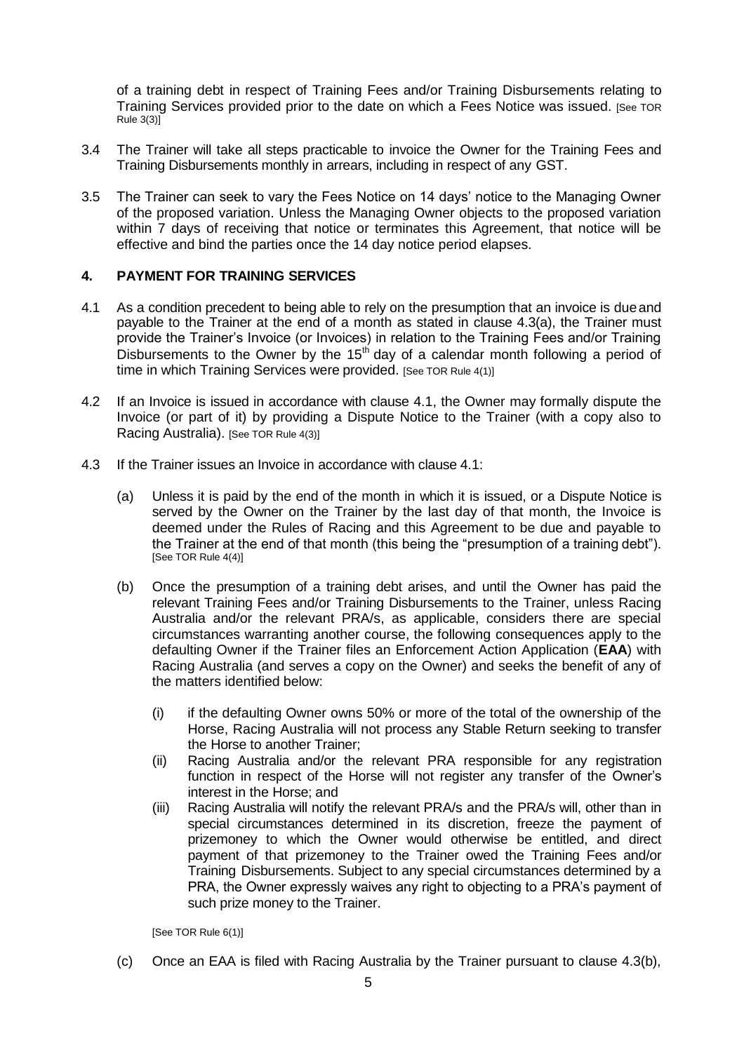of a training debt in respect of Training Fees and/or Training Disbursements relating to Training Services provided prior to the date on which a Fees Notice was issued. [See TOR Rule 3(3)]

3.4 The Trainer will take all steps practicable to invoice the Owner for the Training Fees and Training Disbursements monthly in arrears, including in respect of any GST.

3.5 The Trainer can seek to vary the Fees Notice on 14 days' notice to the Managing Owner of the proposed variation. Unless the Managing Owner objects to the proposed variation within 7 days of receiving that notice or terminates this Agreement, that notice will be effective and bind the parties once the 14 day notice period elapses.

## 4. PAYMENT FOR TRAINING SERVICES

4.1 As a condition precedent to being able to rely on the presumption that an invoice is due and payable to the Trainer at the end of a month as stated in clause 4.3(a), the Trainer must provide the Trainer's Invoice (or Invoices) in relation to the Training Fees and/or Training Disbursements to the Owner by the 15th day of a calendar month following a period of time in which Training Services were provided. [See TOR Rule 4(1)]

4.2 If an Invoice is issued in accordance with clause 4.1, the Owner may formally dispute the Invoice (or part of it) by providing a Dispute Notice to the Trainer (with a copy also to Racing Australia). [See TOR Rule 4(3)]

4.3 If the Trainer issues an Invoice in accordance with clause 4.1:

(a) Unless it is paid by the end of the month in which it is issued, or a Dispute Notice is served by the Owner on the Trainer by the last day of that month, the Invoice is deemed under the Rules of Racing and this Agreement to be due and payable to the Trainer at the end of that month (this being the "presumption of a training debt"). [See TOR Rule 4(4)]

(b) Once the presumption of a training debt arises, and until the Owner has paid the relevant Training Fees and/or Training Disbursements to the Trainer, unless Racing Australia and/or the relevant PRA/s, as applicable, considers there are special circumstances warranting another course, the following consequences apply to the defaulting Owner if the Trainer files an Enforcement Action Application (**EAA**) with Racing Australia (and serves a copy on the Owner) and seeks the benefit of any of the matters identified below:

(i) if the defaulting Owner owns 50% or more of the total of the ownership of the Horse, Racing Australia will not process any Stable Return seeking to transfer the Horse to another Trainer;

(ii) Racing Australia and/or the relevant PRA responsible for any registration function in respect of the Horse will not register any transfer of the Owner's interest in the Horse; and

(iii) Racing Australia will notify the relevant PRA/s and the PRA/s will, other than in special circumstances determined in its discretion, freeze the payment of prizemoney to which the Owner would otherwise be entitled, and direct payment of that prizemoney to the Trainer owed the Training Fees and/or Training Disbursements. Subject to any special circumstances determined by a PRA, the Owner expressly waives any right to objecting to a PRA's payment of such prize money to the Trainer.

[See TOR Rule 6(1)]

(c) Once an EAA is filed with Racing Australia by the Trainer pursuant to clause 4.3(b),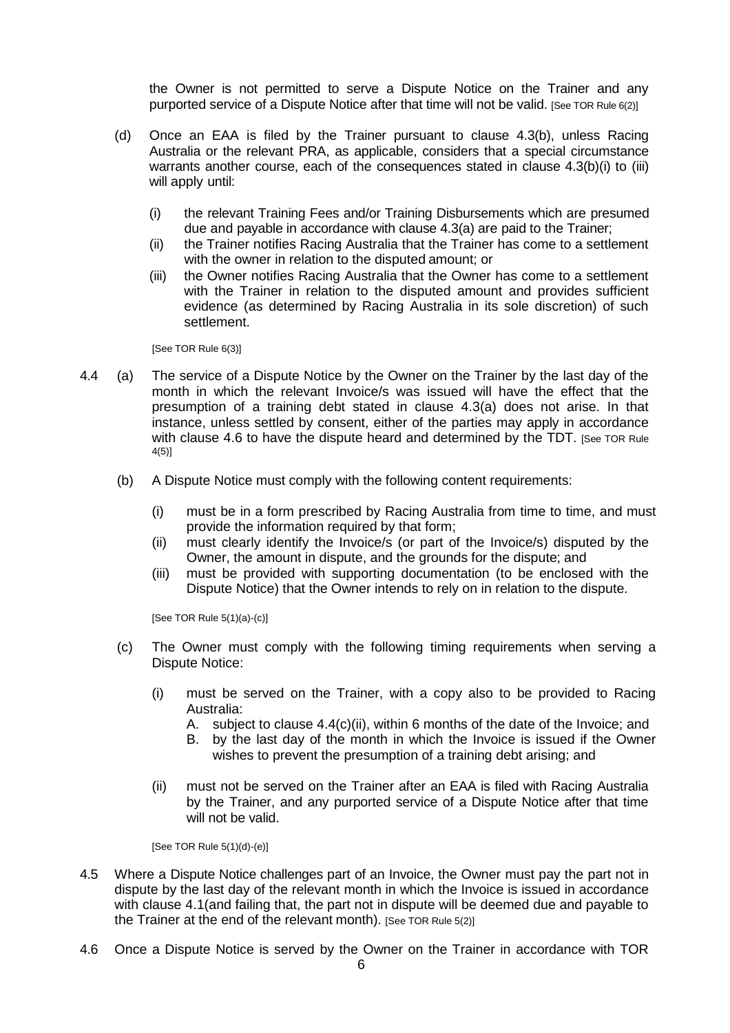the Owner is not permitted to serve a Dispute Notice on the Trainer and any purported service of a Dispute Notice after that time will not be valid. [See TOR Rule 6(2)]

(d) Once an EAA is filed by the Trainer pursuant to clause 4.3(b), unless Racing Australia or the relevant PRA, as applicable, considers that a special circumstance warrants another course, each of the consequences stated in clause 4.3(b)(i) to (iii) will apply until:

  (i) the relevant Training Fees and/or Training Disbursements which are presumed due and payable in accordance with clause 4.3(a) are paid to the Trainer;
  (ii) the Trainer notifies Racing Australia that the Trainer has come to a settlement with the owner in relation to the disputed amount; or
  (iii) the Owner notifies Racing Australia that the Owner has come to a settlement with the Trainer in relation to the disputed amount and provides sufficient evidence (as determined by Racing Australia in its sole discretion) of such settlement.

  [See TOR Rule 6(3)]

4.4 (a) The service of a Dispute Notice by the Owner on the Trainer by the last day of the month in which the relevant Invoice/s was issued will have the effect that the presumption of a training debt stated in clause 4.3(a) does not arise. In that instance, unless settled by consent, either of the parties may apply in accordance with clause 4.6 to have the dispute heard and determined by the TDT. [See TOR Rule 4(5)]

(b) A Dispute Notice must comply with the following content requirements:

  (i) must be in a form prescribed by Racing Australia from time to time, and must provide the information required by that form;
  (ii) must clearly identify the Invoice/s (or part of the Invoice/s) disputed by the Owner, the amount in dispute, and the grounds for the dispute; and
  (iii) must be provided with supporting documentation (to be enclosed with the Dispute Notice) that the Owner intends to rely on in relation to the dispute.

  [See TOR Rule 5(1)(a)-(c)]

(c) The Owner must comply with the following timing requirements when serving a Dispute Notice:

  (i) must be served on the Trainer, with a copy also to be provided to Racing Australia:
    A. subject to clause 4.4(c)(ii), within 6 months of the date of the Invoice; and
    B. by the last day of the month in which the Invoice is issued if the Owner wishes to prevent the presumption of a training debt arising; and

  (ii) must not be served on the Trainer after an EAA is filed with Racing Australia by the Trainer, and any purported service of a Dispute Notice after that time will not be valid.

  [See TOR Rule 5(1)(d)-(e)]

4.5 Where a Dispute Notice challenges part of an Invoice, the Owner must pay the part not in dispute by the last day of the relevant month in which the Invoice is issued in accordance with clause 4.1(and failing that, the part not in dispute will be deemed due and payable to the Trainer at the end of the relevant month). [See TOR Rule 5(2)]

4.6 Once a Dispute Notice is served by the Owner on the Trainer in accordance with TOR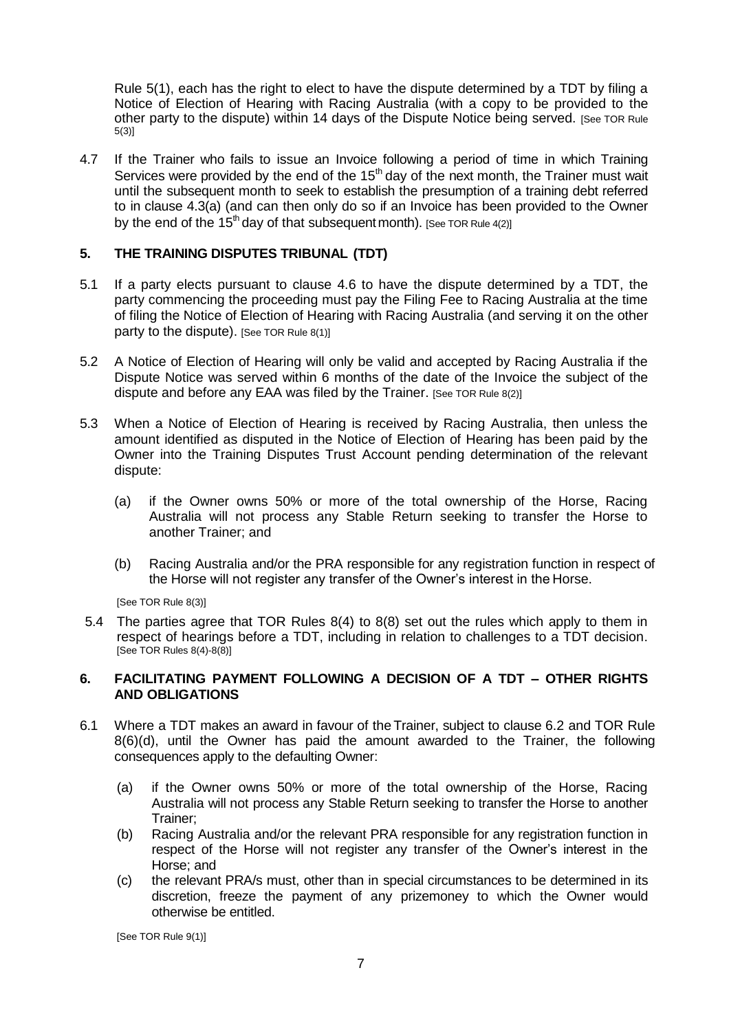Rule 5(1), each has the right to elect to have the dispute determined by a TDT by filing a Notice of Election of Hearing with Racing Australia (with a copy to be provided to the other party to the dispute) within 14 days of the Dispute Notice being served. [See TOR Rule 5(3)]

4.7 If the Trainer who fails to issue an Invoice following a period of time in which Training Services were provided by the end of the 15th day of the next month, the Trainer must wait until the subsequent month to seek to establish the presumption of a training debt referred to in clause 4.3(a) (and can then only do so if an Invoice has been provided to the Owner by the end of the 15th day of that subsequent month). [See TOR Rule 4(2)]

## 5. THE TRAINING DISPUTES TRIBUNAL (TDT)

5.1 If a party elects pursuant to clause 4.6 to have the dispute determined by a TDT, the party commencing the proceeding must pay the Filing Fee to Racing Australia at the time of filing the Notice of Election of Hearing with Racing Australia (and serving it on the other party to the dispute). [See TOR Rule 8(1)]

5.2 A Notice of Election of Hearing will only be valid and accepted by Racing Australia if the Dispute Notice was served within 6 months of the date of the Invoice the subject of the dispute and before any EAA was filed by the Trainer. [See TOR Rule 8(2)]

5.3 When a Notice of Election of Hearing is received by Racing Australia, then unless the amount identified as disputed in the Notice of Election of Hearing has been paid by the Owner into the Training Disputes Trust Account pending determination of the relevant dispute:

(a) if the Owner owns 50% or more of the total ownership of the Horse, Racing Australia will not process any Stable Return seeking to transfer the Horse to another Trainer; and

(b) Racing Australia and/or the PRA responsible for any registration function in respect of the Horse will not register any transfer of the Owner's interest in the Horse.

[See TOR Rule 8(3)]

5.4 The parties agree that TOR Rules 8(4) to 8(8) set out the rules which apply to them in respect of hearings before a TDT, including in relation to challenges to a TDT decision. [See TOR Rules 8(4)-8(8)]

## 6. FACILITATING PAYMENT FOLLOWING A DECISION OF A TDT – OTHER RIGHTS AND OBLIGATIONS

6.1 Where a TDT makes an award in favour of the Trainer, subject to clause 6.2 and TOR Rule 8(6)(d), until the Owner has paid the amount awarded to the Trainer, the following consequences apply to the defaulting Owner:

(a) if the Owner owns 50% or more of the total ownership of the Horse, Racing Australia will not process any Stable Return seeking to transfer the Horse to another Trainer;

(b) Racing Australia and/or the relevant PRA responsible for any registration function in respect of the Horse will not register any transfer of the Owner's interest in the Horse; and

(c) the relevant PRA/s must, other than in special circumstances to be determined in its discretion, freeze the payment of any prizemoney to which the Owner would otherwise be entitled.

[See TOR Rule 9(1)]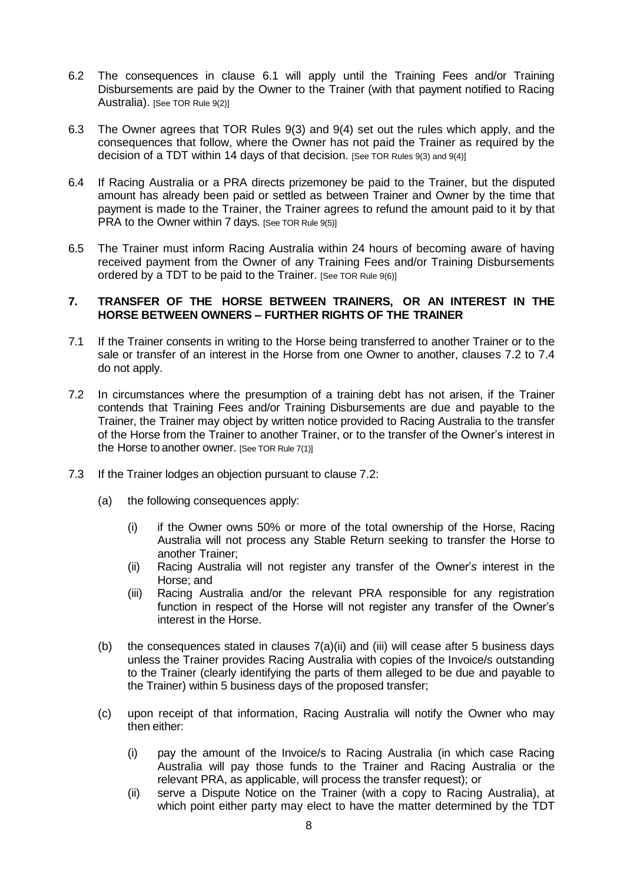6.2 The consequences in clause 6.1 will apply until the Training Fees and/or Training Disbursements are paid by the Owner to the Trainer (with that payment notified to Racing Australia). [See TOR Rule 9(2)]

6.3 The Owner agrees that TOR Rules 9(3) and 9(4) set out the rules which apply, and the consequences that follow, where the Owner has not paid the Trainer as required by the decision of a TDT within 14 days of that decision. [See TOR Rules 9(3) and 9(4)]

6.4 If Racing Australia or a PRA directs prizemoney be paid to the Trainer, but the disputed amount has already been paid or settled as between Trainer and Owner by the time that payment is made to the Trainer, the Trainer agrees to refund the amount paid to it by that PRA to the Owner within 7 days. [See TOR Rule 9(5)]

6.5 The Trainer must inform Racing Australia within 24 hours of becoming aware of having received payment from the Owner of any Training Fees and/or Training Disbursements ordered by a TDT to be paid to the Trainer. [See TOR Rule 9(6)]

## 7. TRANSFER OF THE HORSE BETWEEN TRAINERS, OR AN INTEREST IN THE HORSE BETWEEN OWNERS – FURTHER RIGHTS OF THE TRAINER

7.1 If the Trainer consents in writing to the Horse being transferred to another Trainer or to the sale or transfer of an interest in the Horse from one Owner to another, clauses 7.2 to 7.4 do not apply.

7.2 In circumstances where the presumption of a training debt has not arisen, if the Trainer contends that Training Fees and/or Training Disbursements are due and payable to the Trainer, the Trainer may object by written notice provided to Racing Australia to the transfer of the Horse from the Trainer to another Trainer, or to the transfer of the Owner's interest in the Horse to another owner. [See TOR Rule 7(1)]

7.3 If the Trainer lodges an objection pursuant to clause 7.2:

(a) the following consequences apply:

   (i) if the Owner owns 50% or more of the total ownership of the Horse, Racing Australia will not process any Stable Return seeking to transfer the Horse to another Trainer;

   (ii) Racing Australia will not register any transfer of the Owner's interest in the Horse; and

   (iii) Racing Australia and/or the relevant PRA responsible for any registration function in respect of the Horse will not register any transfer of the Owner's interest in the Horse.

(b) the consequences stated in clauses 7(a)(ii) and (iii) will cease after 5 business days unless the Trainer provides Racing Australia with copies of the Invoice/s outstanding to the Trainer (clearly identifying the parts of them alleged to be due and payable to the Trainer) within 5 business days of the proposed transfer;

(c) upon receipt of that information, Racing Australia will notify the Owner who may then either:

   (i) pay the amount of the Invoice/s to Racing Australia (in which case Racing Australia will pay those funds to the Trainer and Racing Australia or the relevant PRA, as applicable, will process the transfer request); or

   (ii) serve a Dispute Notice on the Trainer (with a copy to Racing Australia), at which point either party may elect to have the matter determined by the TDT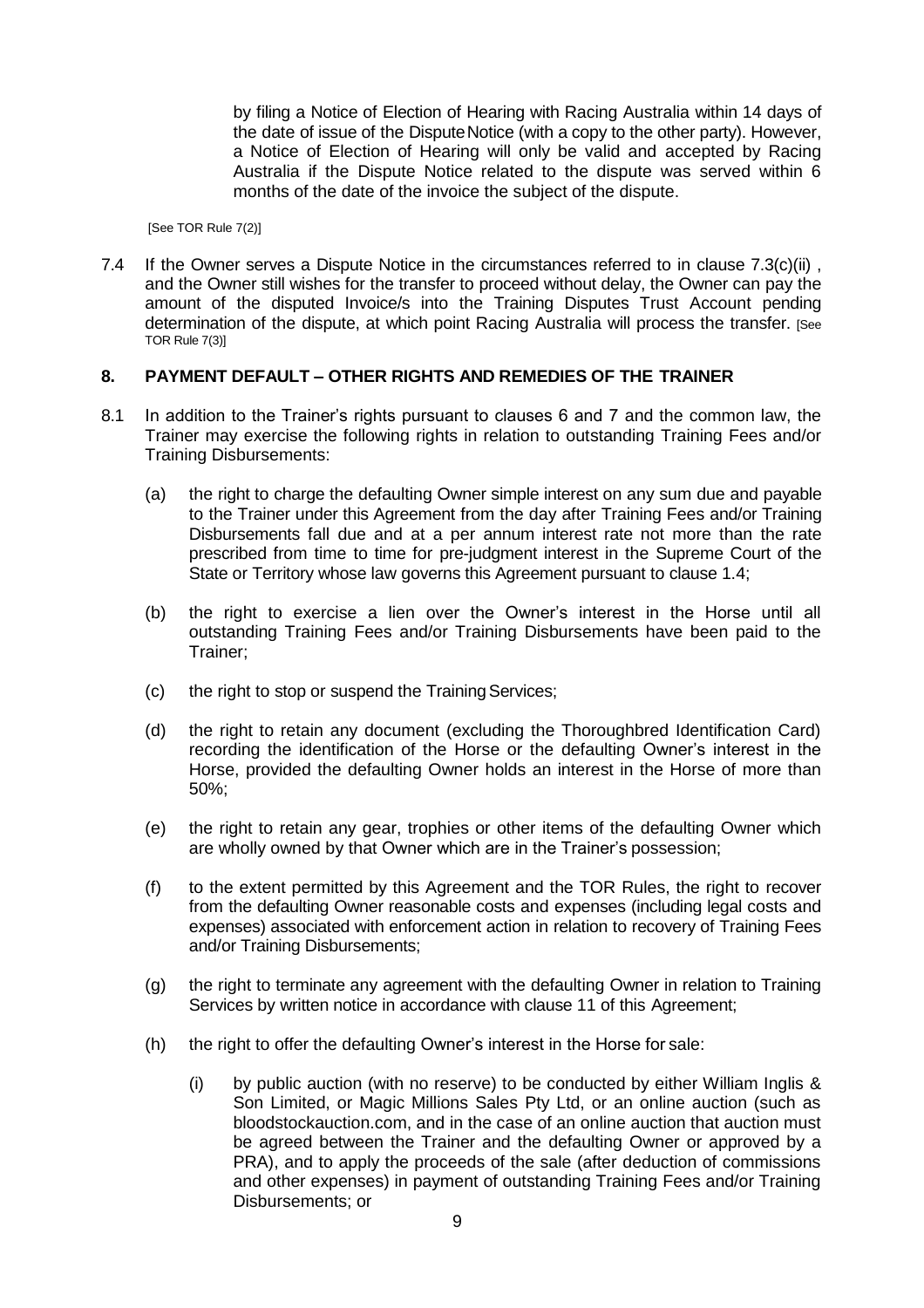by filing a Notice of Election of Hearing with Racing Australia within 14 days of the date of issue of the Dispute Notice (with a copy to the other party). However, a Notice of Election of Hearing will only be valid and accepted by Racing Australia if the Dispute Notice related to the dispute was served within 6 months of the date of the invoice the subject of the dispute.

[See TOR Rule 7(2)]

7.4 If the Owner serves a Dispute Notice in the circumstances referred to in clause 7.3(c)(ii) , and the Owner still wishes for the transfer to proceed without delay, the Owner can pay the amount of the disputed Invoice/s into the Training Disputes Trust Account pending determination of the dispute, at which point Racing Australia will process the transfer. [See TOR Rule 7(3)]

## 8. PAYMENT DEFAULT – OTHER RIGHTS AND REMEDIES OF THE TRAINER

8.1 In addition to the Trainer's rights pursuant to clauses 6 and 7 and the common law, the Trainer may exercise the following rights in relation to outstanding Training Fees and/or Training Disbursements:

(a) the right to charge the defaulting Owner simple interest on any sum due and payable to the Trainer under this Agreement from the day after Training Fees and/or Training Disbursements fall due and at a per annum interest rate not more than the rate prescribed from time to time for pre-judgment interest in the Supreme Court of the State or Territory whose law governs this Agreement pursuant to clause 1.4;

(b) the right to exercise a lien over the Owner's interest in the Horse until all outstanding Training Fees and/or Training Disbursements have been paid to the Trainer;

(c) the right to stop or suspend the Training Services;

(d) the right to retain any document (excluding the Thoroughbred Identification Card) recording the identification of the Horse or the defaulting Owner's interest in the Horse, provided the defaulting Owner holds an interest in the Horse of more than 50%;

(e) the right to retain any gear, trophies or other items of the defaulting Owner which are wholly owned by that Owner which are in the Trainer's possession;

(f) to the extent permitted by this Agreement and the TOR Rules, the right to recover from the defaulting Owner reasonable costs and expenses (including legal costs and expenses) associated with enforcement action in relation to recovery of Training Fees and/or Training Disbursements;

(g) the right to terminate any agreement with the defaulting Owner in relation to Training Services by written notice in accordance with clause 11 of this Agreement;

(h) the right to offer the defaulting Owner's interest in the Horse for sale:

(i) by public auction (with no reserve) to be conducted by either William Inglis & Son Limited, or Magic Millions Sales Pty Ltd, or an online auction (such as bloodstockauction.com, and in the case of an online auction that auction must be agreed between the Trainer and the defaulting Owner or approved by a PRA), and to apply the proceeds of the sale (after deduction of commissions and other expenses) in payment of outstanding Training Fees and/or Training Disbursements; or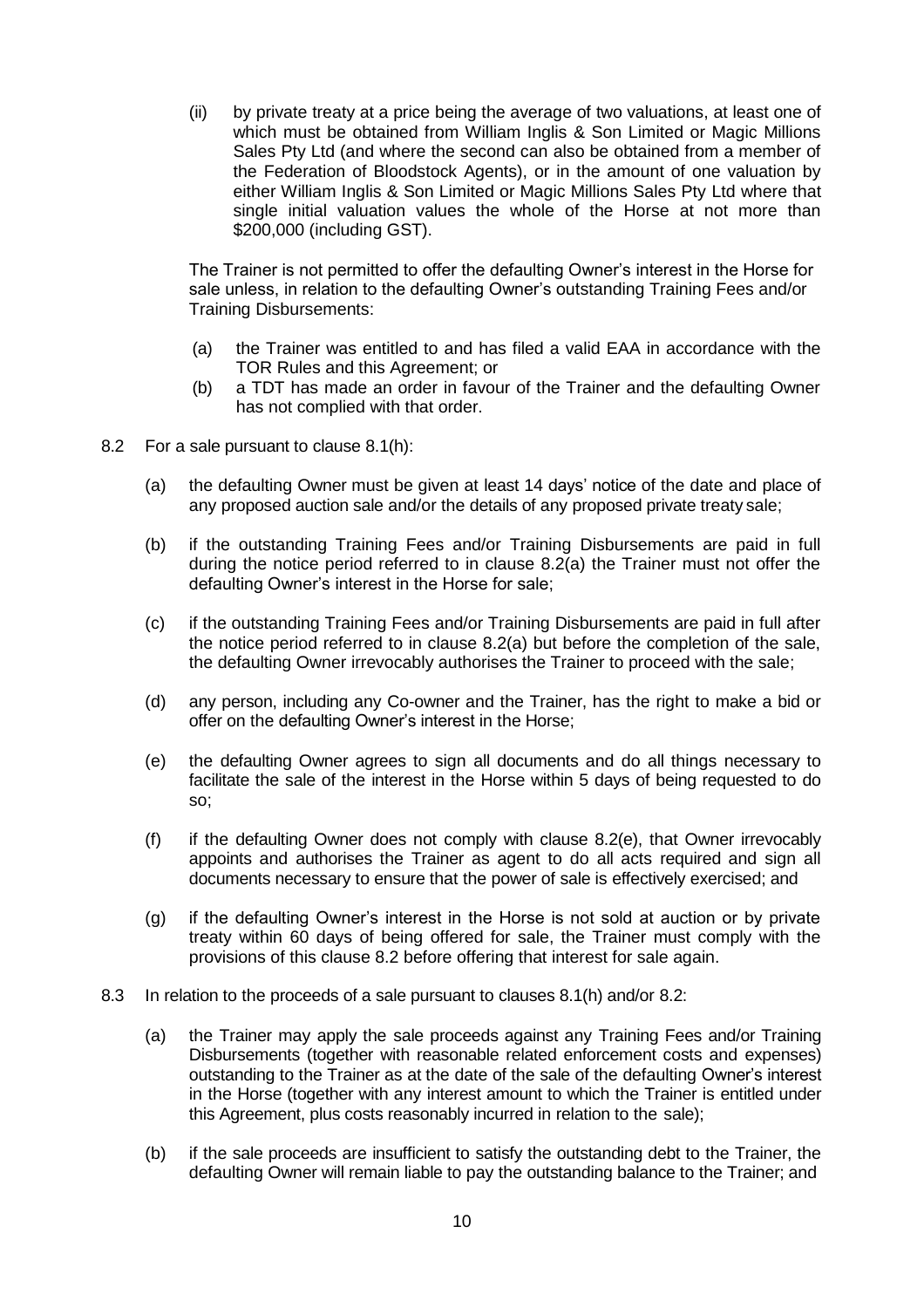(ii) by private treaty at a price being the average of two valuations, at least one of which must be obtained from William Inglis & Son Limited or Magic Millions Sales Pty Ltd (and where the second can also be obtained from a member of the Federation of Bloodstock Agents), or in the amount of one valuation by either William Inglis & Son Limited or Magic Millions Sales Pty Ltd where that single initial valuation values the whole of the Horse at not more than $200,000 (including GST).

The Trainer is not permitted to offer the defaulting Owner's interest in the Horse for sale unless, in relation to the defaulting Owner's outstanding Training Fees and/or Training Disbursements:

(a) the Trainer was entitled to and has filed a valid EAA in accordance with the TOR Rules and this Agreement; or
(b) a TDT has made an order in favour of the Trainer and the defaulting Owner has not complied with that order.

8.2 For a sale pursuant to clause 8.1(h):

(a) the defaulting Owner must be given at least 14 days' notice of the date and place of any proposed auction sale and/or the details of any proposed private treaty sale;

(b) if the outstanding Training Fees and/or Training Disbursements are paid in full during the notice period referred to in clause 8.2(a) the Trainer must not offer the defaulting Owner's interest in the Horse for sale;

(c) if the outstanding Training Fees and/or Training Disbursements are paid in full after the notice period referred to in clause 8.2(a) but before the completion of the sale, the defaulting Owner irrevocably authorises the Trainer to proceed with the sale;

(d) any person, including any Co-owner and the Trainer, has the right to make a bid or offer on the defaulting Owner's interest in the Horse;

(e) the defaulting Owner agrees to sign all documents and do all things necessary to facilitate the sale of the interest in the Horse within 5 days of being requested to do so;

(f) if the defaulting Owner does not comply with clause 8.2(e), that Owner irrevocably appoints and authorises the Trainer as agent to do all acts required and sign all documents necessary to ensure that the power of sale is effectively exercised; and

(g) if the defaulting Owner's interest in the Horse is not sold at auction or by private treaty within 60 days of being offered for sale, the Trainer must comply with the provisions of this clause 8.2 before offering that interest for sale again.

8.3 In relation to the proceeds of a sale pursuant to clauses 8.1(h) and/or 8.2:

(a) the Trainer may apply the sale proceeds against any Training Fees and/or Training Disbursements (together with reasonable related enforcement costs and expenses) outstanding to the Trainer as at the date of the sale of the defaulting Owner's interest in the Horse (together with any interest amount to which the Trainer is entitled under this Agreement, plus costs reasonably incurred in relation to the sale);

(b) if the sale proceeds are insufficient to satisfy the outstanding debt to the Trainer, the defaulting Owner will remain liable to pay the outstanding balance to the Trainer; and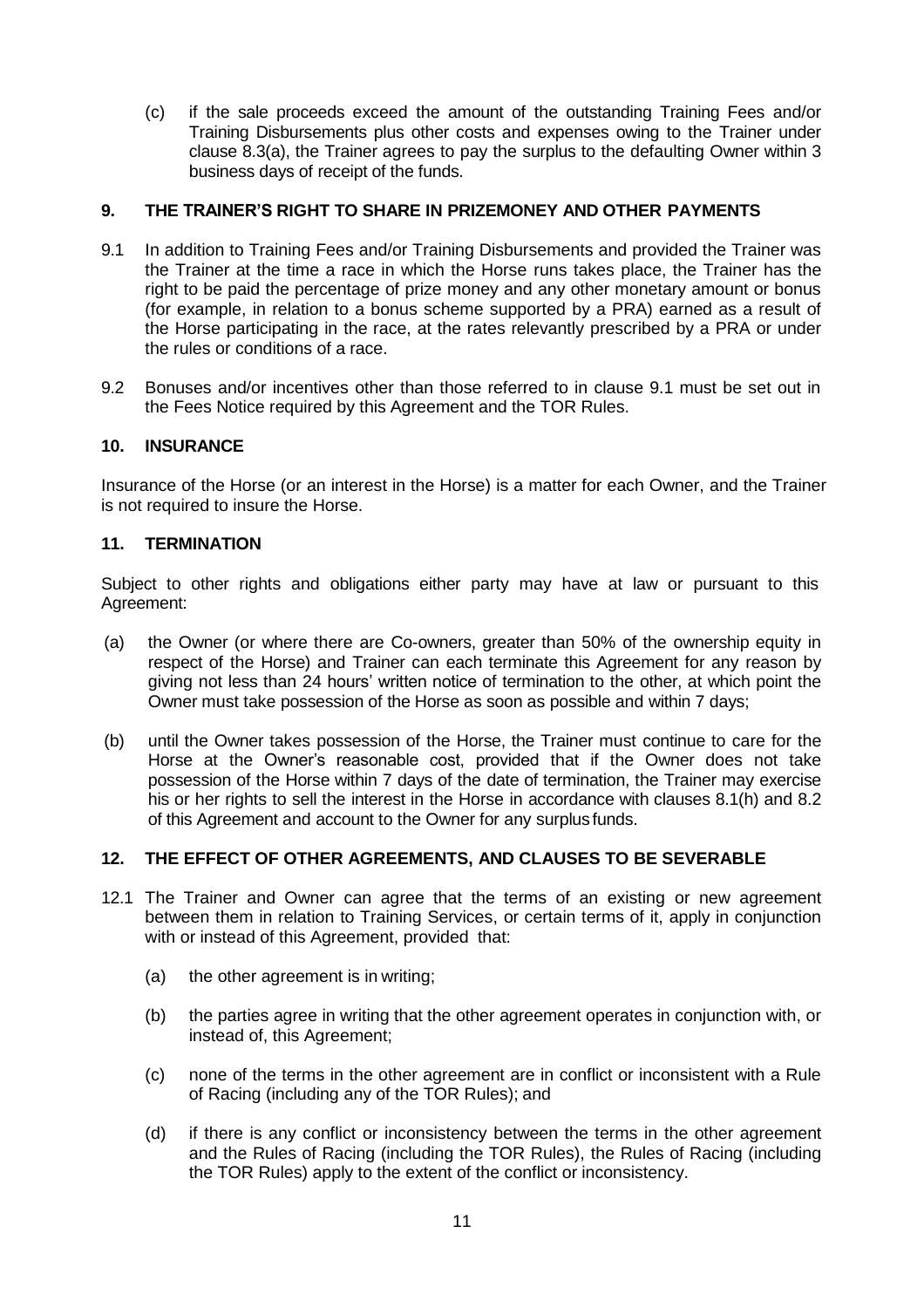(c) if the sale proceeds exceed the amount of the outstanding Training Fees and/or Training Disbursements plus other costs and expenses owing to the Trainer under clause 8.3(a), the Trainer agrees to pay the surplus to the defaulting Owner within 3 business days of receipt of the funds.

## 9. THE TRAINER'S RIGHT TO SHARE IN PRIZEMONEY AND OTHER PAYMENTS

9.1 In addition to Training Fees and/or Training Disbursements and provided the Trainer was the Trainer at the time a race in which the Horse runs takes place, the Trainer has the right to be paid the percentage of prize money and any other monetary amount or bonus (for example, in relation to a bonus scheme supported by a PRA) earned as a result of the Horse participating in the race, at the rates relevantly prescribed by a PRA or under the rules or conditions of a race.

9.2 Bonuses and/or incentives other than those referred to in clause 9.1 must be set out in the Fees Notice required by this Agreement and the TOR Rules.

## 10. INSURANCE

Insurance of the Horse (or an interest in the Horse) is a matter for each Owner, and the Trainer is not required to insure the Horse.

## 11. TERMINATION

Subject to other rights and obligations either party may have at law or pursuant to this Agreement:

(a) the Owner (or where there are Co-owners, greater than 50% of the ownership equity in respect of the Horse) and Trainer can each terminate this Agreement for any reason by giving not less than 24 hours' written notice of termination to the other, at which point the Owner must take possession of the Horse as soon as possible and within 7 days;

(b) until the Owner takes possession of the Horse, the Trainer must continue to care for the Horse at the Owner's reasonable cost, provided that if the Owner does not take possession of the Horse within 7 days of the date of termination, the Trainer may exercise his or her rights to sell the interest in the Horse in accordance with clauses 8.1(h) and 8.2 of this Agreement and account to the Owner for any surplus funds.

## 12. THE EFFECT OF OTHER AGREEMENTS, AND CLAUSES TO BE SEVERABLE

12.1 The Trainer and Owner can agree that the terms of an existing or new agreement between them in relation to Training Services, or certain terms of it, apply in conjunction with or instead of this Agreement, provided that:

(a) the other agreement is in writing;

(b) the parties agree in writing that the other agreement operates in conjunction with, or instead of, this Agreement;

(c) none of the terms in the other agreement are in conflict or inconsistent with a Rule of Racing (including any of the TOR Rules); and

(d) if there is any conflict or inconsistency between the terms in the other agreement and the Rules of Racing (including the TOR Rules), the Rules of Racing (including the TOR Rules) apply to the extent of the conflict or inconsistency.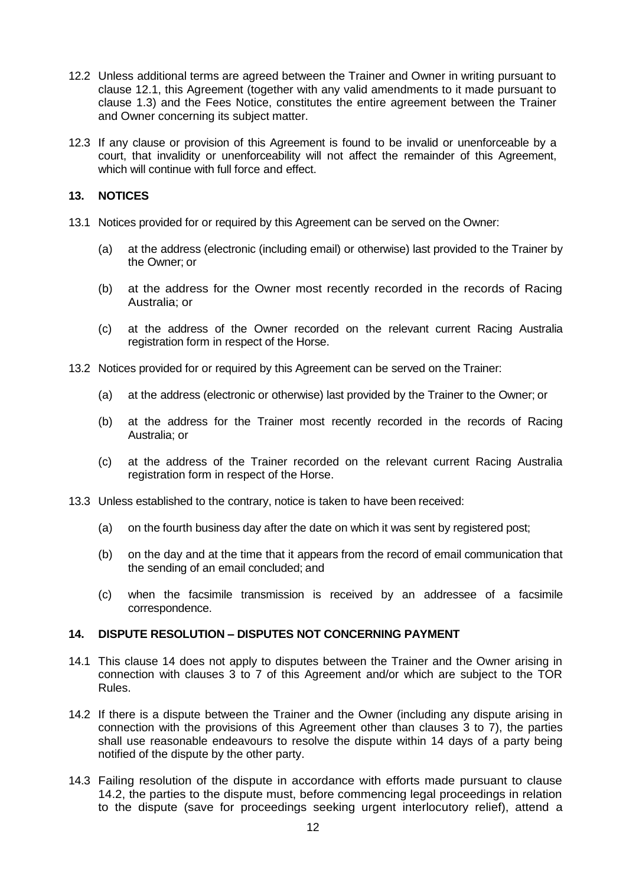12.2 Unless additional terms are agreed between the Trainer and Owner in writing pursuant to clause 12.1, this Agreement (together with any valid amendments to it made pursuant to clause 1.3) and the Fees Notice, constitutes the entire agreement between the Trainer and Owner concerning its subject matter.

12.3 If any clause or provision of this Agreement is found to be invalid or unenforceable by a court, that invalidity or unenforceability will not affect the remainder of this Agreement, which will continue with full force and effect.

## 13. NOTICES

13.1 Notices provided for or required by this Agreement can be served on the Owner:

(a) at the address (electronic (including email) or otherwise) last provided to the Trainer by the Owner; or

(b) at the address for the Owner most recently recorded in the records of Racing Australia; or

(c) at the address of the Owner recorded on the relevant current Racing Australia registration form in respect of the Horse.

13.2 Notices provided for or required by this Agreement can be served on the Trainer:

(a) at the address (electronic or otherwise) last provided by the Trainer to the Owner; or

(b) at the address for the Trainer most recently recorded in the records of Racing Australia; or

(c) at the address of the Trainer recorded on the relevant current Racing Australia registration form in respect of the Horse.

13.3 Unless established to the contrary, notice is taken to have been received:

(a) on the fourth business day after the date on which it was sent by registered post;

(b) on the day and at the time that it appears from the record of email communication that the sending of an email concluded; and

(c) when the facsimile transmission is received by an addressee of a facsimile correspondence.

## 14. DISPUTE RESOLUTION – DISPUTES NOT CONCERNING PAYMENT

14.1 This clause 14 does not apply to disputes between the Trainer and the Owner arising in connection with clauses 3 to 7 of this Agreement and/or which are subject to the TOR Rules.

14.2 If there is a dispute between the Trainer and the Owner (including any dispute arising in connection with the provisions of this Agreement other than clauses 3 to 7), the parties shall use reasonable endeavours to resolve the dispute within 14 days of a party being notified of the dispute by the other party.

14.3 Failing resolution of the dispute in accordance with efforts made pursuant to clause 14.2, the parties to the dispute must, before commencing legal proceedings in relation to the dispute (save for proceedings seeking urgent interlocutory relief), attend a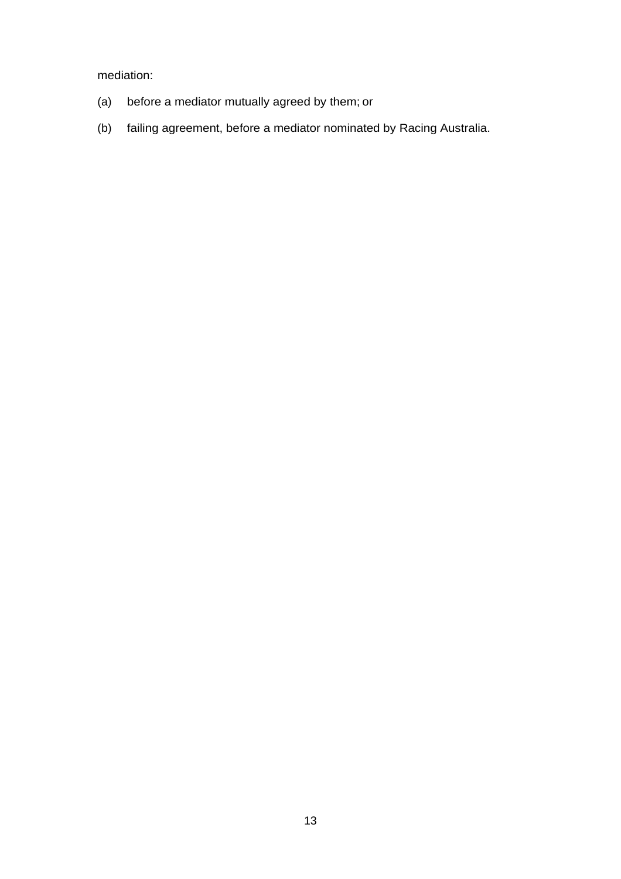mediation:

(a) before a mediator mutually agreed by them; or

(b) failing agreement, before a mediator nominated by Racing Australia.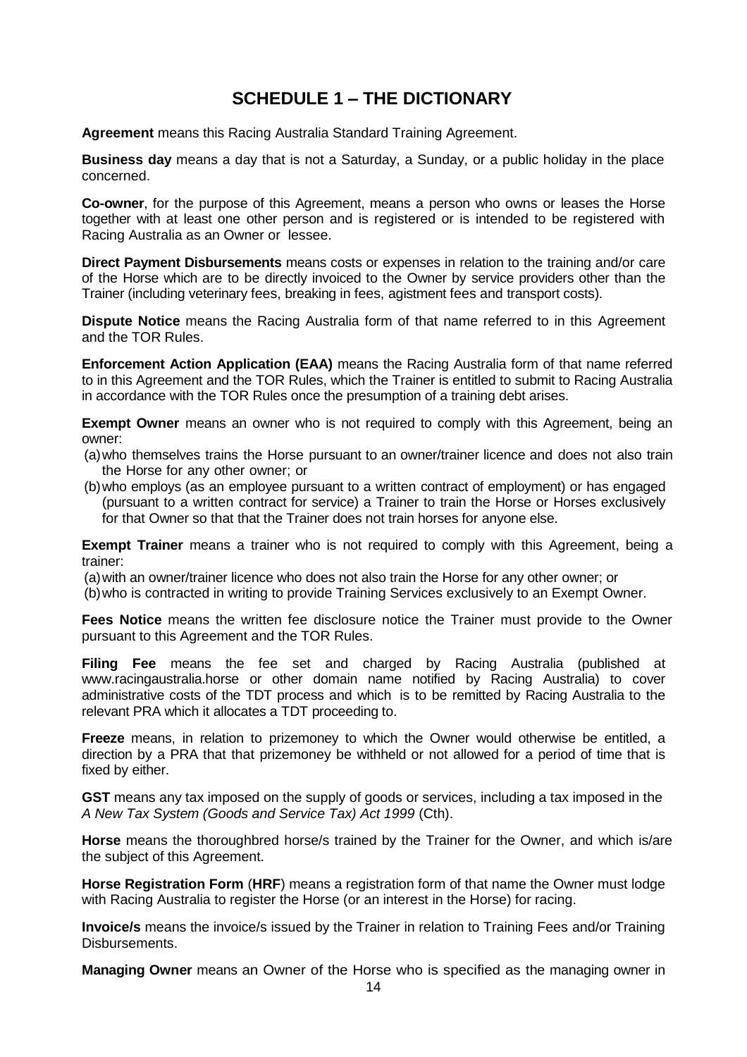# SCHEDULE 1 – THE DICTIONARY

**Agreement** means this Racing Australia Standard Training Agreement.

**Business day** means a day that is not a Saturday, a Sunday, or a public holiday in the place concerned.

**Co-owner**, for the purpose of this Agreement, means a person who owns or leases the Horse together with at least one other person and is registered or is intended to be registered with Racing Australia as an Owner or lessee.

**Direct Payment Disbursements** means costs or expenses in relation to the training and/or care of the Horse which are to be directly invoiced to the Owner by service providers other than the Trainer (including veterinary fees, breaking in fees, agistment fees and transport costs).

**Dispute Notice** means the Racing Australia form of that name referred to in this Agreement and the TOR Rules.

**Enforcement Action Application (EAA)** means the Racing Australia form of that name referred to in this Agreement and the TOR Rules, which the Trainer is entitled to submit to Racing Australia in accordance with the TOR Rules once the presumption of a training debt arises.

**Exempt Owner** means an owner who is not required to comply with this Agreement, being an owner:

(a) who themselves trains the Horse pursuant to an owner/trainer licence and does not also train the Horse for any other owner; or

(b) who employs (as an employee pursuant to a written contract of employment) or has engaged (pursuant to a written contract for service) a Trainer to train the Horse or Horses exclusively for that Owner so that that the Trainer does not train horses for anyone else.

**Exempt Trainer** means a trainer who is not required to comply with this Agreement, being a trainer:

(a) with an owner/trainer licence who does not also train the Horse for any other owner; or

(b) who is contracted in writing to provide Training Services exclusively to an Exempt Owner.

**Fees Notice** means the written fee disclosure notice the Trainer must provide to the Owner pursuant to this Agreement and the TOR Rules.

**Filing Fee** means the fee set and charged by Racing Australia (published at www.racingaustralia.horse or other domain name notified by Racing Australia) to cover administrative costs of the TDT process and which is to be remitted by Racing Australia to the relevant PRA which it allocates a TDT proceeding to.

**Freeze** means, in relation to prizemoney to which the Owner would otherwise be entitled, a direction by a PRA that that prizemoney be withheld or not allowed for a period of time that is fixed by either.

**GST** means any tax imposed on the supply of goods or services, including a tax imposed in the *A New Tax System (Goods and Service Tax) Act 1999* (Cth).

**Horse** means the thoroughbred horse/s trained by the Trainer for the Owner, and which is/are the subject of this Agreement.

**Horse Registration Form** (**HRF**) means a registration form of that name the Owner must lodge with Racing Australia to register the Horse (or an interest in the Horse) for racing.

**Invoice/s** means the invoice/s issued by the Trainer in relation to Training Fees and/or Training Disbursements.

**Managing Owner** means an Owner of the Horse who is specified as the managing owner in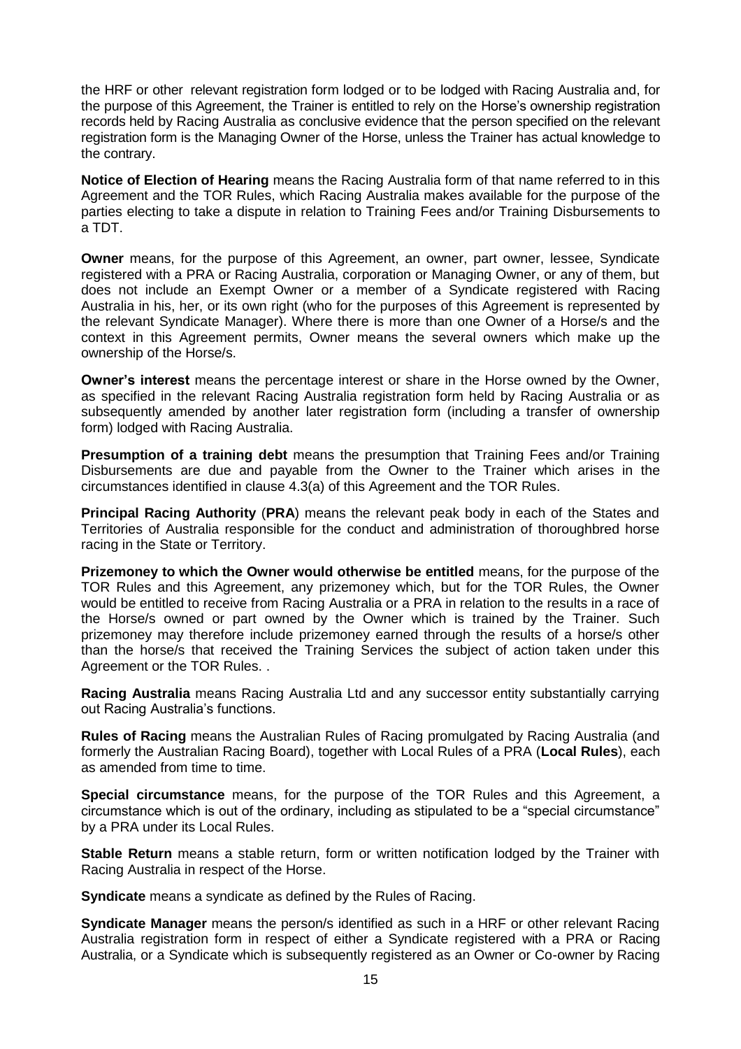the HRF or other relevant registration form lodged or to be lodged with Racing Australia and, for the purpose of this Agreement, the Trainer is entitled to rely on the Horse's ownership registration records held by Racing Australia as conclusive evidence that the person specified on the relevant registration form is the Managing Owner of the Horse, unless the Trainer has actual knowledge to the contrary.

**Notice of Election of Hearing** means the Racing Australia form of that name referred to in this Agreement and the TOR Rules, which Racing Australia makes available for the purpose of the parties electing to take a dispute in relation to Training Fees and/or Training Disbursements to a TDT.

**Owner** means, for the purpose of this Agreement, an owner, part owner, lessee, Syndicate registered with a PRA or Racing Australia, corporation or Managing Owner, or any of them, but does not include an Exempt Owner or a member of a Syndicate registered with Racing Australia in his, her, or its own right (who for the purposes of this Agreement is represented by the relevant Syndicate Manager). Where there is more than one Owner of a Horse/s and the context in this Agreement permits, Owner means the several owners which make up the ownership of the Horse/s.

**Owner's interest** means the percentage interest or share in the Horse owned by the Owner, as specified in the relevant Racing Australia registration form held by Racing Australia or as subsequently amended by another later registration form (including a transfer of ownership form) lodged with Racing Australia.

**Presumption of a training debt** means the presumption that Training Fees and/or Training Disbursements are due and payable from the Owner to the Trainer which arises in the circumstances identified in clause 4.3(a) of this Agreement and the TOR Rules.

**Principal Racing Authority** (**PRA**) means the relevant peak body in each of the States and Territories of Australia responsible for the conduct and administration of thoroughbred horse racing in the State or Territory.

**Prizemoney to which the Owner would otherwise be entitled** means, for the purpose of the TOR Rules and this Agreement, any prizemoney which, but for the TOR Rules, the Owner would be entitled to receive from Racing Australia or a PRA in relation to the results in a race of the Horse/s owned or part owned by the Owner which is trained by the Trainer. Such prizemoney may therefore include prizemoney earned through the results of a horse/s other than the horse/s that received the Training Services the subject of action taken under this Agreement or the TOR Rules. .

**Racing Australia** means Racing Australia Ltd and any successor entity substantially carrying out Racing Australia's functions.

**Rules of Racing** means the Australian Rules of Racing promulgated by Racing Australia (and formerly the Australian Racing Board), together with Local Rules of a PRA (**Local Rules**), each as amended from time to time.

**Special circumstance** means, for the purpose of the TOR Rules and this Agreement, a circumstance which is out of the ordinary, including as stipulated to be a "special circumstance" by a PRA under its Local Rules.

**Stable Return** means a stable return, form or written notification lodged by the Trainer with Racing Australia in respect of the Horse.

**Syndicate** means a syndicate as defined by the Rules of Racing.

**Syndicate Manager** means the person/s identified as such in a HRF or other relevant Racing Australia registration form in respect of either a Syndicate registered with a PRA or Racing Australia, or a Syndicate which is subsequently registered as an Owner or Co-owner by Racing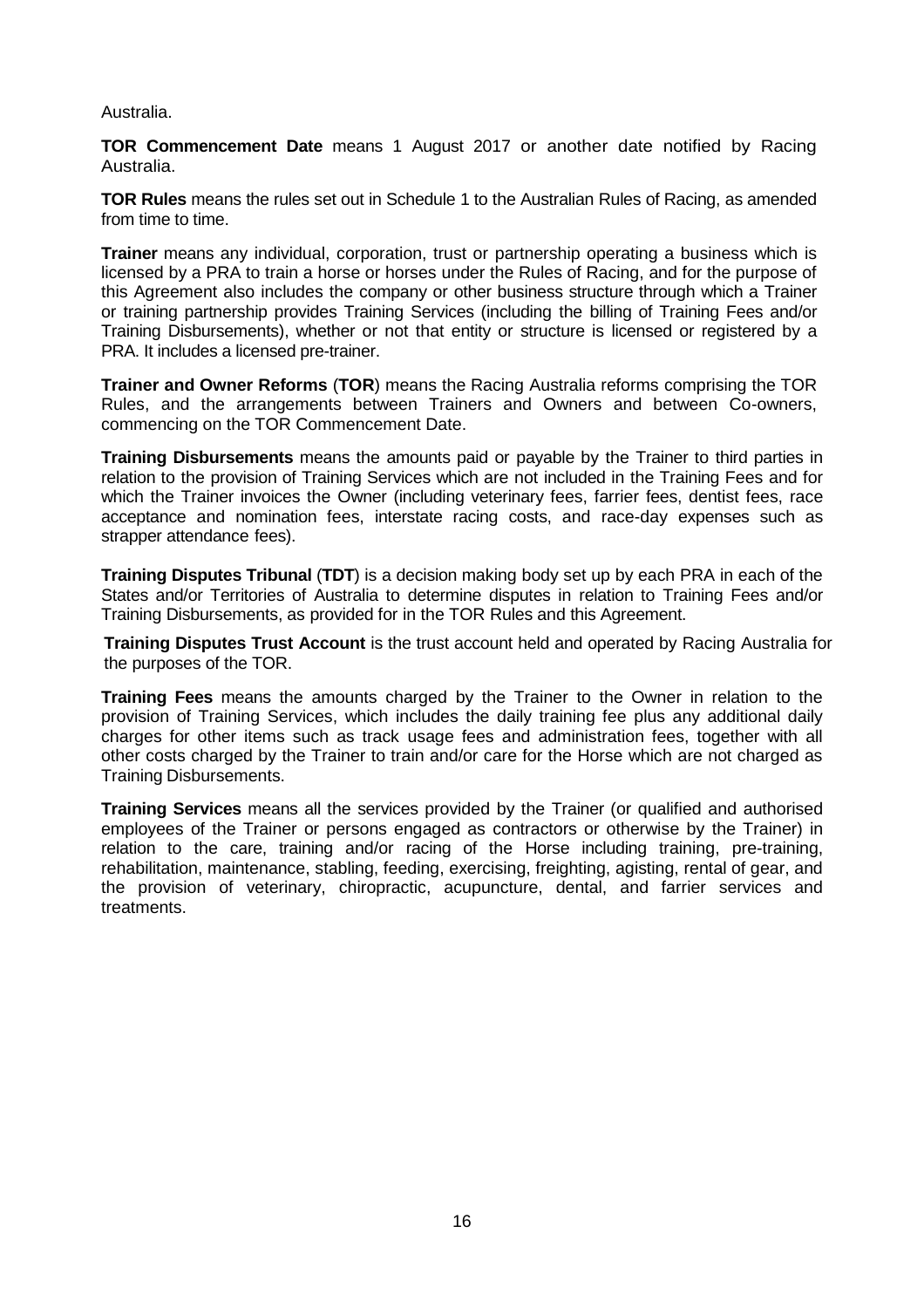Australia.

**TOR Commencement Date** means 1 August 2017 or another date notified by Racing Australia.

**TOR Rules** means the rules set out in Schedule 1 to the Australian Rules of Racing, as amended from time to time.

**Trainer** means any individual, corporation, trust or partnership operating a business which is licensed by a PRA to train a horse or horses under the Rules of Racing, and for the purpose of this Agreement also includes the company or other business structure through which a Trainer or training partnership provides Training Services (including the billing of Training Fees and/or Training Disbursements), whether or not that entity or structure is licensed or registered by a PRA. It includes a licensed pre-trainer.

**Trainer and Owner Reforms** (**TOR**) means the Racing Australia reforms comprising the TOR Rules, and the arrangements between Trainers and Owners and between Co-owners, commencing on the TOR Commencement Date.

**Training Disbursements** means the amounts paid or payable by the Trainer to third parties in relation to the provision of Training Services which are not included in the Training Fees and for which the Trainer invoices the Owner (including veterinary fees, farrier fees, dentist fees, race acceptance and nomination fees, interstate racing costs, and race-day expenses such as strapper attendance fees).

**Training Disputes Tribunal** (**TDT**) is a decision making body set up by each PRA in each of the States and/or Territories of Australia to determine disputes in relation to Training Fees and/or Training Disbursements, as provided for in the TOR Rules and this Agreement.

**Training Disputes Trust Account** is the trust account held and operated by Racing Australia for the purposes of the TOR.

**Training Fees** means the amounts charged by the Trainer to the Owner in relation to the provision of Training Services, which includes the daily training fee plus any additional daily charges for other items such as track usage fees and administration fees, together with all other costs charged by the Trainer to train and/or care for the Horse which are not charged as Training Disbursements.

**Training Services** means all the services provided by the Trainer (or qualified and authorised employees of the Trainer or persons engaged as contractors or otherwise by the Trainer) in relation to the care, training and/or racing of the Horse including training, pre-training, rehabilitation, maintenance, stabling, feeding, exercising, freighting, agisting, rental of gear, and the provision of veterinary, chiropractic, acupuncture, dental, and farrier services and treatments.